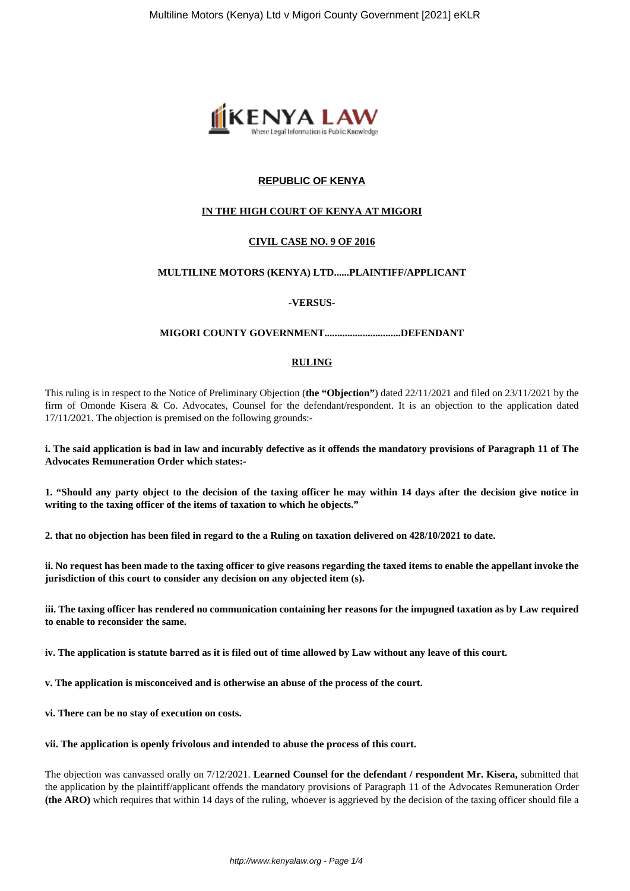**REPUBLIC OF KENYA**

**IN THE HIGH COURT OF KENYA AT MIGORI**

**CIVIL CASE NO. 9 OF 2016**

**MULTILINE MOTORS (KENYA) LTD......PLAINTIFF/APPLICANT**

**-VERSUS-**

**MIGORI COUNTY GOVERNMENT..............................DEFENDANT**

**RULING**

This ruling is in respect to the Notice of Preliminary Objection (**the "Objection"**) dated 22/11/2021 and filed on 23/11/2021 by the firm of Omonde Kisera & Co. Advocates, Counsel for the defendant/respondent. It is an objection to the application dated 17/11/2021. The objection is premised on the following grounds:-

**i. The said application is bad in law and incurably defective as it offends the mandatory provisions of Paragraph 11 of The Advocates Remuneration Order which states:-**

**1. "Should any party object to the decision of the taxing officer he may within 14 days after the decision give notice in writing to the taxing officer of the items of taxation to which he objects."**

**2. that no objection has been filed in regard to the a Ruling on taxation delivered on 428/10/2021 to date.**

**ii. No request has been made to the taxing officer to give reasons regarding the taxed items to enable the appellant invoke the jurisdiction of this court to consider any decision on any objected item (s).**

**iii. The taxing officer has rendered no communication containing her reasons for the impugned taxation as by Law required to enable to reconsider the same.**

**iv. The application is statute barred as it is filed out of time allowed by Law without any leave of this court.**

**v. The application is misconceived and is otherwise an abuse of the process of the court.**

**vi. There can be no stay of execution on costs.**

**vii. The application is openly frivolous and intended to abuse the process of this court.**

The objection was canvassed orally on 7/12/2021. **Learned Counsel for the defendant / respondent Mr. Kisera,** submitted that the application by the plaintiff/applicant offends the mandatory provisions of Paragraph 11 of the Advocates Remuneration Order **(the ARO)** which requires that within 14 days of the ruling, whoever is aggrieved by the decision of the taxing officer should file a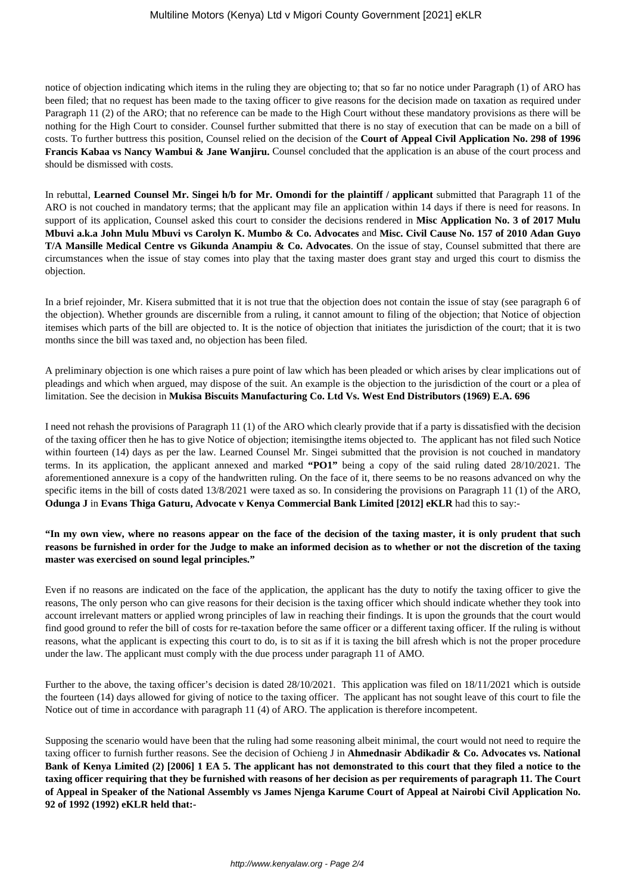notice of objection indicating which items in the ruling they are objecting to; that so far no notice under Paragraph (1) of ARO has been filed; that no request has been made to the taxing officer to give reasons for the decision made on taxation as required under Paragraph 11 (2) of the ARO; that no reference can be made to the High Court without these mandatory provisions as there will be nothing for the High Court to consider. Counsel further submitted that there is no stay of execution that can be made on a bill of costs. To further buttress this position, Counsel relied on the decision of the **Court of Appeal Civil Application No. 298 of 1996 Francis Kabaa vs Nancy Wambui & Jane Wanjiru.** Counsel concluded that the application is an abuse of the court process and should be dismissed with costs.

In rebuttal, **Learned Counsel Mr. Singei h/b for Mr. Omondi for the plaintiff / applicant** submitted that Paragraph 11 of the ARO is not couched in mandatory terms; that the applicant may file an application within 14 days if there is need for reasons. In support of its application, Counsel asked this court to consider the decisions rendered in **Misc Application No. 3 of 2017 Mulu Mbuvi a.k.a John Mulu Mbuvi vs Carolyn K. Mumbo & Co. Advocates** and **Misc. Civil Cause No. 157 of 2010 Adan Guyo T/A Mansille Medical Centre vs Gikunda Anampiu & Co. Advocates**. On the issue of stay, Counsel submitted that there are circumstances when the issue of stay comes into play that the taxing master does grant stay and urged this court to dismiss the objection.

In a brief rejoinder, Mr. Kisera submitted that it is not true that the objection does not contain the issue of stay (see paragraph 6 of the objection). Whether grounds are discernible from a ruling, it cannot amount to filing of the objection; that Notice of objection itemises which parts of the bill are objected to. It is the notice of objection that initiates the jurisdiction of the court; that it is two months since the bill was taxed and, no objection has been filed.

A preliminary objection is one which raises a pure point of law which has been pleaded or which arises by clear implications out of pleadings and which when argued, may dispose of the suit. An example is the objection to the jurisdiction of the court or a plea of limitation. See the decision in **Mukisa Biscuits Manufacturing Co. Ltd Vs. West End Distributors (1969) E.A. 696**

I need not rehash the provisions of Paragraph 11 (1) of the ARO which clearly provide that if a party is dissatisfied with the decision of the taxing officer then he has to give Notice of objection; itemisingthe items objected to. The applicant has not filed such Notice within fourteen (14) days as per the law. Learned Counsel Mr. Singei submitted that the provision is not couched in mandatory terms. In its application, the applicant annexed and marked **"PO1"** being a copy of the said ruling dated 28/10/2021. The aforementioned annexure is a copy of the handwritten ruling. On the face of it, there seems to be no reasons advanced on why the specific items in the bill of costs dated 13/8/2021 were taxed as so. In considering the provisions on Paragraph 11 (1) of the ARO, **Odunga J** in **Evans Thiga Gaturu, Advocate v Kenya Commercial Bank Limited [2012] eKLR** had this to say:-

**"In my own view, where no reasons appear on the face of the decision of the taxing master, it is only prudent that such reasons be furnished in order for the Judge to make an informed decision as to whether or not the discretion of the taxing master was exercised on sound legal principles."**

Even if no reasons are indicated on the face of the application, the applicant has the duty to notify the taxing officer to give the reasons, The only person who can give reasons for their decision is the taxing officer which should indicate whether they took into account irrelevant matters or applied wrong principles of law in reaching their findings. It is upon the grounds that the court would find good ground to refer the bill of costs for re-taxation before the same officer or a different taxing officer. If the ruling is without reasons, what the applicant is expecting this court to do, is to sit as if it is taxing the bill afresh which is not the proper procedure under the law. The applicant must comply with the due process under paragraph 11 of AMO.

Further to the above, the taxing officer's decision is dated 28/10/2021. This application was filed on 18/11/2021 which is outside the fourteen (14) days allowed for giving of notice to the taxing officer. The applicant has not sought leave of this court to file the Notice out of time in accordance with paragraph 11 (4) of ARO. The application is therefore incompetent.

Supposing the scenario would have been that the ruling had some reasoning albeit minimal, the court would not need to require the taxing officer to furnish further reasons. See the decision of Ochieng J in **Ahmednasir Abdikadir & Co. Advocates vs. National Bank of Kenya Limited (2) [2006] 1 EA 5. The applicant has not demonstrated to this court that they filed a notice to the taxing officer requiring that they be furnished with reasons of her decision as per requirements of paragraph 11. The Court of Appeal in Speaker of the National Assembly vs James Njenga Karume Court of Appeal at Nairobi Civil Application No. 92 of 1992 (1992) eKLR held that:-**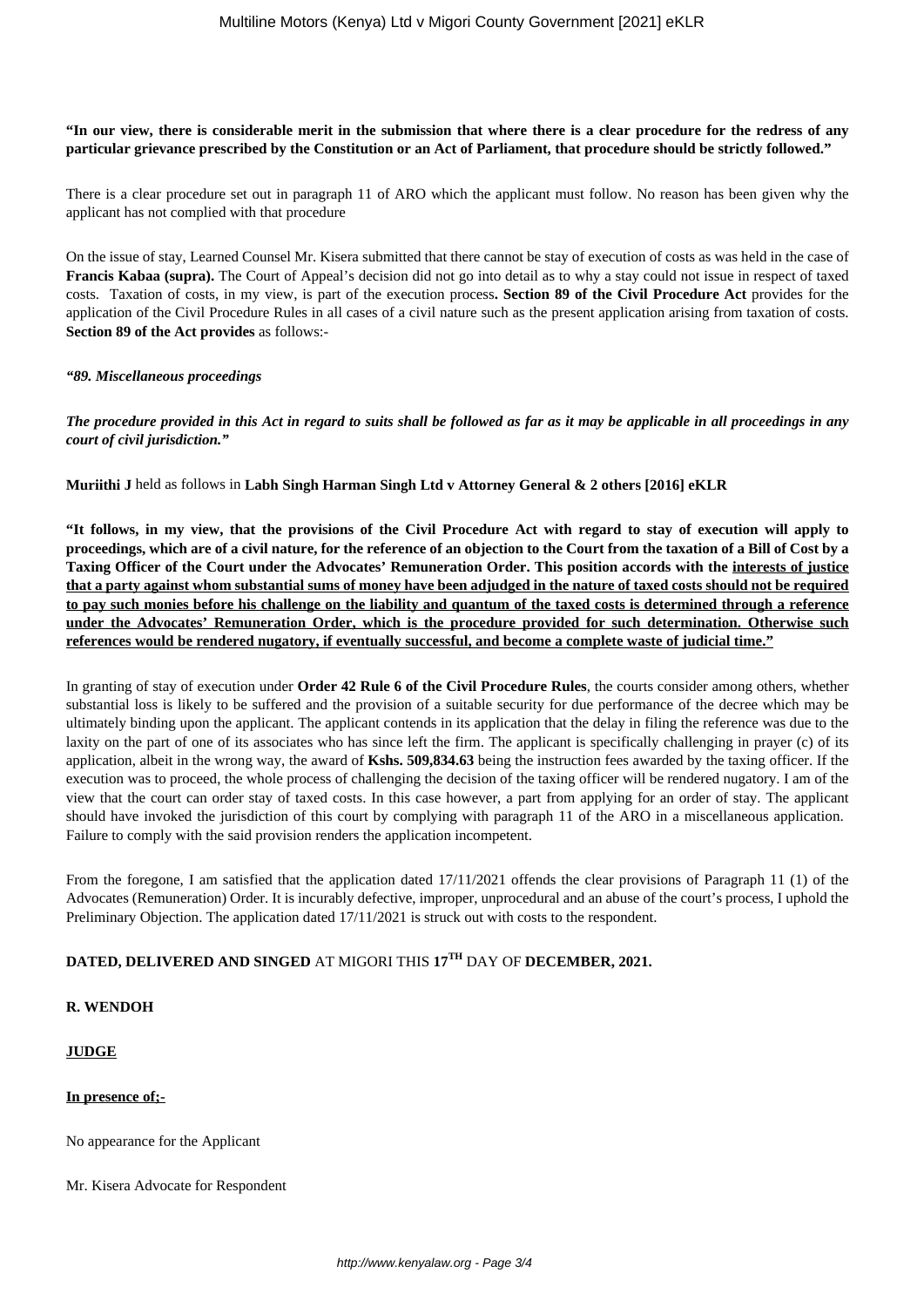**"In our view, there is considerable merit in the submission that where there is a clear procedure for the redress of any particular grievance prescribed by the Constitution or an Act of Parliament, that procedure should be strictly followed."**

There is a clear procedure set out in paragraph 11 of ARO which the applicant must follow. No reason has been given why the applicant has not complied with that procedure

On the issue of stay, Learned Counsel Mr. Kisera submitted that there cannot be stay of execution of costs as was held in the case of **Francis Kabaa (supra).** The Court of Appeal's decision did not go into detail as to why a stay could not issue in respect of taxed costs. Taxation of costs, in my view, is part of the execution process**. Section 89 of the Civil Procedure Act** provides for the application of the Civil Procedure Rules in all cases of a civil nature such as the present application arising from taxation of costs. **Section 89 of the Act provides** as follows:-

***"89. Miscellaneous proceedings***

***The procedure provided in this Act in regard to suits shall be followed as far as it may be applicable in all proceedings in any court of civil jurisdiction."***

**Muriithi J** held as follows in **Labh Singh Harman Singh Ltd v Attorney General & 2 others [2016] eKLR**

**"It follows, in my view, that the provisions of the Civil Procedure Act with regard to stay of execution will apply to proceedings, which are of a civil nature, for the reference of an objection to the Court from the taxation of a Bill of Cost by a Taxing Officer of the Court under the Advocates' Remuneration Order. This position accords with the <u>interests of justice that a party against whom substantial sums of money have been adjudged in the nature of taxed costs should not be required to pay such monies before his challenge on the liability and quantum of the taxed costs is determined through a reference under the Advocates' Remuneration Order, which is the procedure provided for such determination. Otherwise such references would be rendered nugatory, if eventually successful, and become a complete waste of judicial time."</u>**

In granting of stay of execution under **Order 42 Rule 6 of the Civil Procedure Rules**, the courts consider among others, whether substantial loss is likely to be suffered and the provision of a suitable security for due performance of the decree which may be ultimately binding upon the applicant. The applicant contends in its application that the delay in filing the reference was due to the laxity on the part of one of its associates who has since left the firm. The applicant is specifically challenging in prayer (c) of its application, albeit in the wrong way, the award of **Kshs. 509,834.63** being the instruction fees awarded by the taxing officer. If the execution was to proceed, the whole process of challenging the decision of the taxing officer will be rendered nugatory. I am of the view that the court can order stay of taxed costs. In this case however, a part from applying for an order of stay. The applicant should have invoked the jurisdiction of this court by complying with paragraph 11 of the ARO in a miscellaneous application. Failure to comply with the said provision renders the application incompetent.

From the foregone, I am satisfied that the application dated 17/11/2021 offends the clear provisions of Paragraph 11 (1) of the Advocates (Remuneration) Order. It is incurably defective, improper, unprocedural and an abuse of the court's process, I uphold the Preliminary Objection. The application dated 17/11/2021 is struck out with costs to the respondent.

**DATED, DELIVERED AND SINGED** AT MIGORI THIS **17TH** DAY OF **DECEMBER, 2021.**

**R. WENDOH**

**<u>JUDGE</u>**

**<u>In presence of;-</u>**

No appearance for the Applicant

Mr. Kisera Advocate for Respondent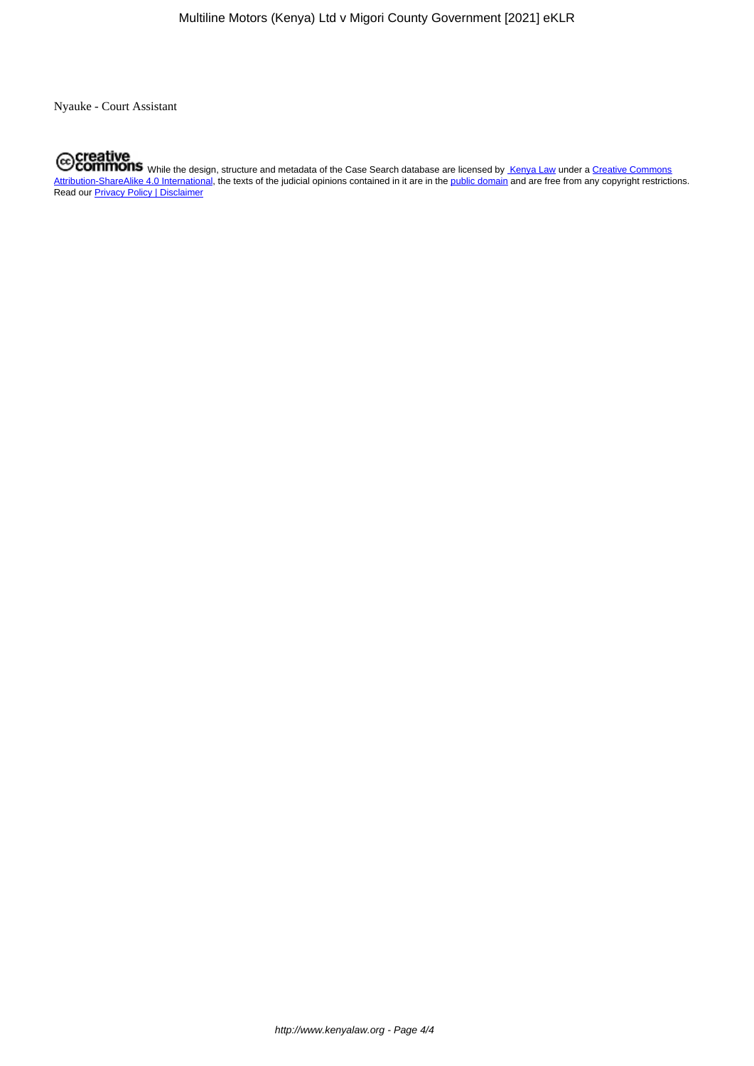Nyauke - Court Assistant

While the design, structure and metadata of the Case Search database are licensed by Kenya Law under a Creative Commons Attribution-ShareAlike 4.0 International, the texts of the judicial opinions contained in it are in the public domain and are free from any copyright restrictions. Read our Privacy Policy | Disclaimer